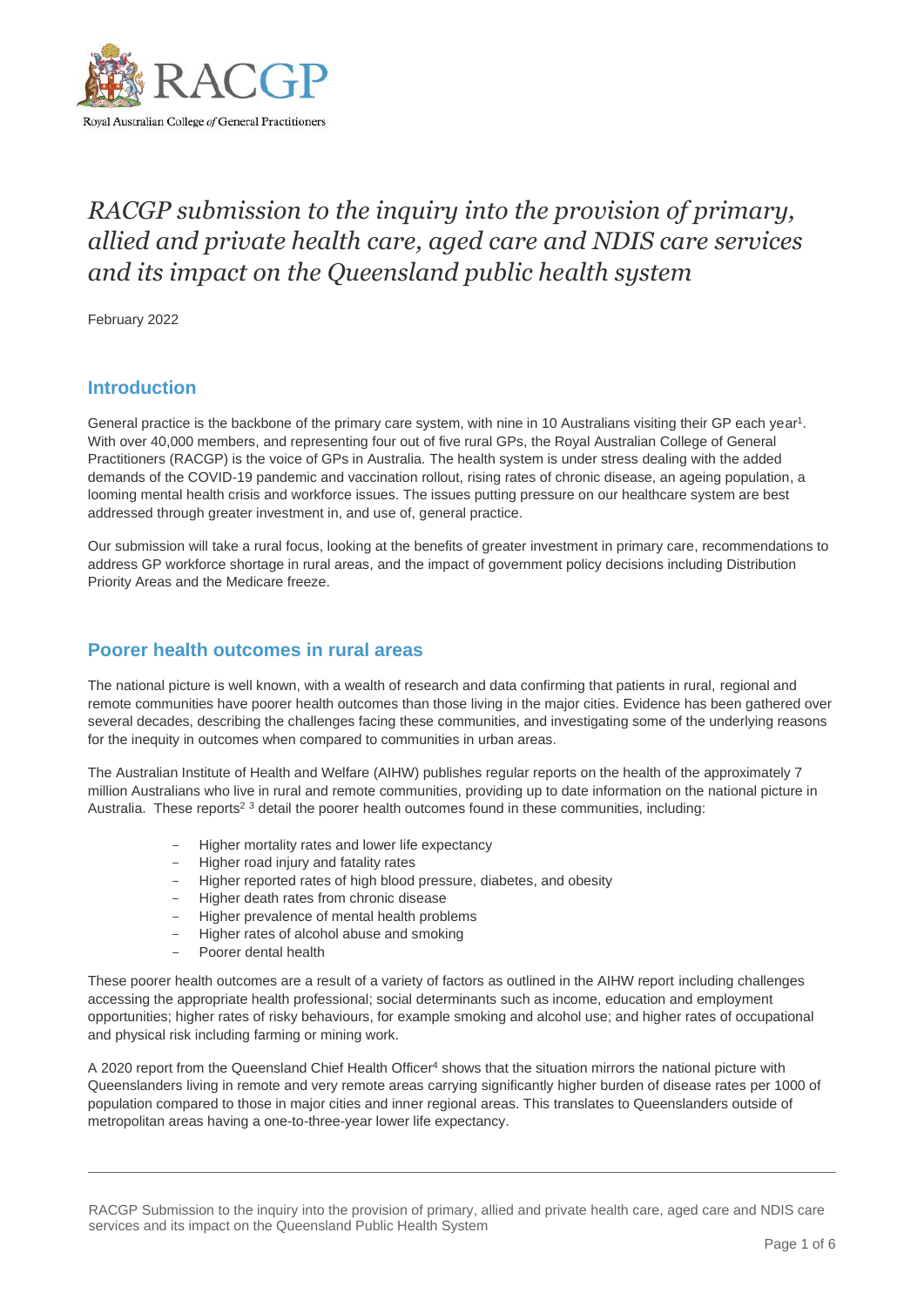RACGP

Royal Australian College of General Practitioners

# *RACGP submission to the inquiry into the provision of primary, allied and private health care, aged care and NDIS care services and its impact on the Queensland public health system*

February 2022

## Introduction

General practice is the backbone of the primary care system, with nine in 10 Australians visiting their GP each year[1]. With over 40,000 members, and representing four out of five rural GPs, the Royal Australian College of General Practitioners (RACGP) is the voice of GPs in Australia. The health system is under stress dealing with the added demands of the COVID-19 pandemic and vaccination rollout, rising rates of chronic disease, an ageing population, a looming mental health crisis and workforce issues. The issues putting pressure on our healthcare system are best addressed through greater investment in, and use of, general practice.

Our submission will take a rural focus, looking at the benefits of greater investment in primary care, recommendations to address GP workforce shortage in rural areas, and the impact of government policy decisions including Distribution Priority Areas and the Medicare freeze.

## Poorer health outcomes in rural areas

The national picture is well known, with a wealth of research and data confirming that patients in rural, regional and remote communities have poorer health outcomes than those living in the major cities. Evidence has been gathered over several decades, describing the challenges facing these communities, and investigating some of the underlying reasons for the inequity in outcomes when compared to communities in urban areas.

The Australian Institute of Health and Welfare (AIHW) publishes regular reports on the health of the approximately 7 million Australians who live in rural and remote communities, providing up to date information on the national picture in Australia. These reports[2] [3] detail the poorer health outcomes found in these communities, including:

- Higher mortality rates and lower life expectancy
- Higher road injury and fatality rates
- Higher reported rates of high blood pressure, diabetes, and obesity
- Higher death rates from chronic disease
- Higher prevalence of mental health problems
- Higher rates of alcohol abuse and smoking
- Poorer dental health

These poorer health outcomes are a result of a variety of factors as outlined in the AIHW report including challenges accessing the appropriate health professional; social determinants such as income, education and employment opportunities; higher rates of risky behaviours, for example smoking and alcohol use; and higher rates of occupational and physical risk including farming or mining work.

A 2020 report from the Queensland Chief Health Officer[4] shows that the situation mirrors the national picture with Queenslanders living in remote and very remote areas carrying significantly higher burden of disease rates per 1000 of population compared to those in major cities and inner regional areas. This translates to Queenslanders outside of metropolitan areas having a one-to-three-year lower life expectancy.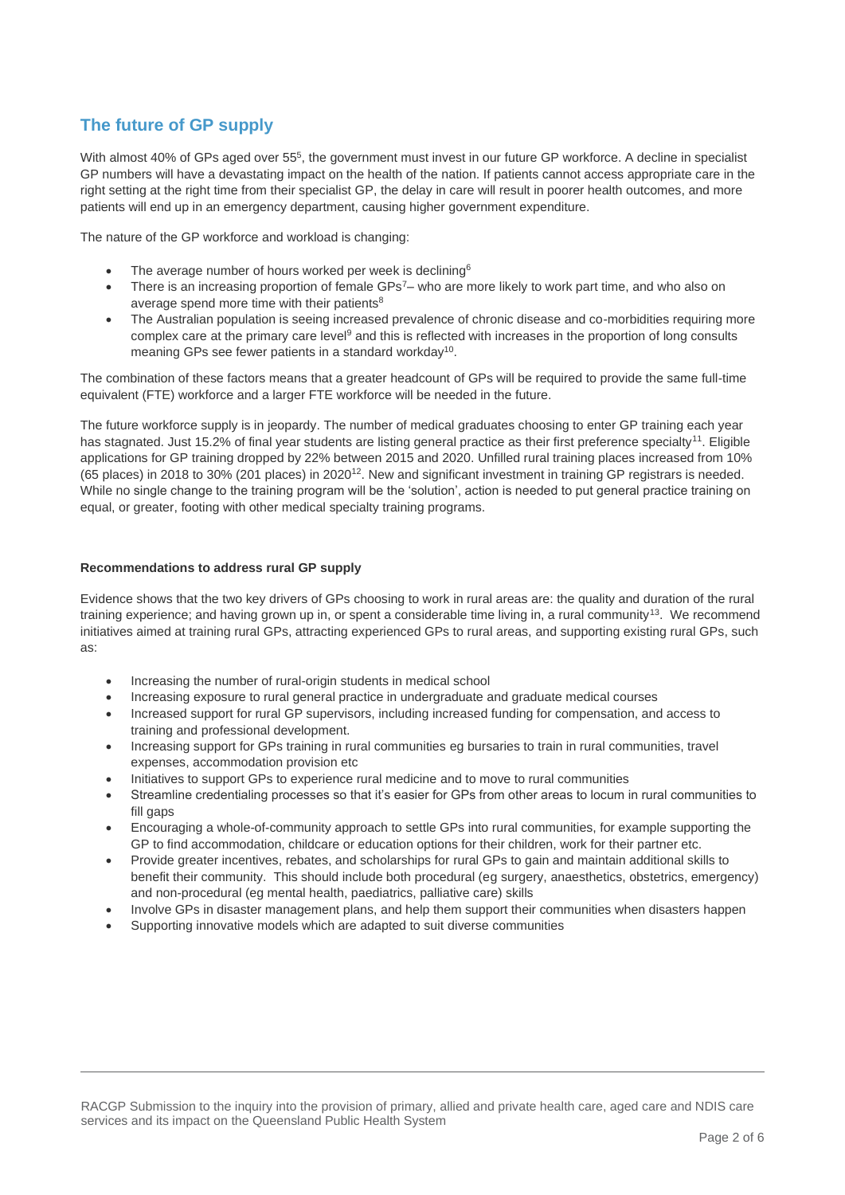## The future of GP supply

With almost 40% of GPs aged over 55[5], the government must invest in our future GP workforce. A decline in specialist GP numbers will have a devastating impact on the health of the nation. If patients cannot access appropriate care in the right setting at the right time from their specialist GP, the delay in care will result in poorer health outcomes, and more patients will end up in an emergency department, causing higher government expenditure.

The nature of the GP workforce and workload is changing:

- The average number of hours worked per week is declining[6]
- There is an increasing proportion of female GPs[7]– who are more likely to work part time, and who also on average spend more time with their patients[8]
- The Australian population is seeing increased prevalence of chronic disease and co-morbidities requiring more complex care at the primary care level[9] and this is reflected with increases in the proportion of long consults meaning GPs see fewer patients in a standard workday[10].

The combination of these factors means that a greater headcount of GPs will be required to provide the same full-time equivalent (FTE) workforce and a larger FTE workforce will be needed in the future.

The future workforce supply is in jeopardy. The number of medical graduates choosing to enter GP training each year has stagnated. Just 15.2% of final year students are listing general practice as their first preference specialty[11]. Eligible applications for GP training dropped by 22% between 2015 and 2020. Unfilled rural training places increased from 10% (65 places) in 2018 to 30% (201 places) in 2020[12]. New and significant investment in training GP registrars is needed. While no single change to the training program will be the 'solution', action is needed to put general practice training on equal, or greater, footing with other medical specialty training programs.

**Recommendations to address rural GP supply**

Evidence shows that the two key drivers of GPs choosing to work in rural areas are: the quality and duration of the rural training experience; and having grown up in, or spent a considerable time living in, a rural community[13]. We recommend initiatives aimed at training rural GPs, attracting experienced GPs to rural areas, and supporting existing rural GPs, such as:

- Increasing the number of rural-origin students in medical school
- Increasing exposure to rural general practice in undergraduate and graduate medical courses
- Increased support for rural GP supervisors, including increased funding for compensation, and access to training and professional development.
- Increasing support for GPs training in rural communities eg bursaries to train in rural communities, travel expenses, accommodation provision etc
- Initiatives to support GPs to experience rural medicine and to move to rural communities
- Streamline credentialing processes so that it's easier for GPs from other areas to locum in rural communities to fill gaps
- Encouraging a whole-of-community approach to settle GPs into rural communities, for example supporting the GP to find accommodation, childcare or education options for their children, work for their partner etc.
- Provide greater incentives, rebates, and scholarships for rural GPs to gain and maintain additional skills to benefit their community. This should include both procedural (eg surgery, anaesthetics, obstetrics, emergency) and non-procedural (eg mental health, paediatrics, palliative care) skills
- Involve GPs in disaster management plans, and help them support their communities when disasters happen
- Supporting innovative models which are adapted to suit diverse communities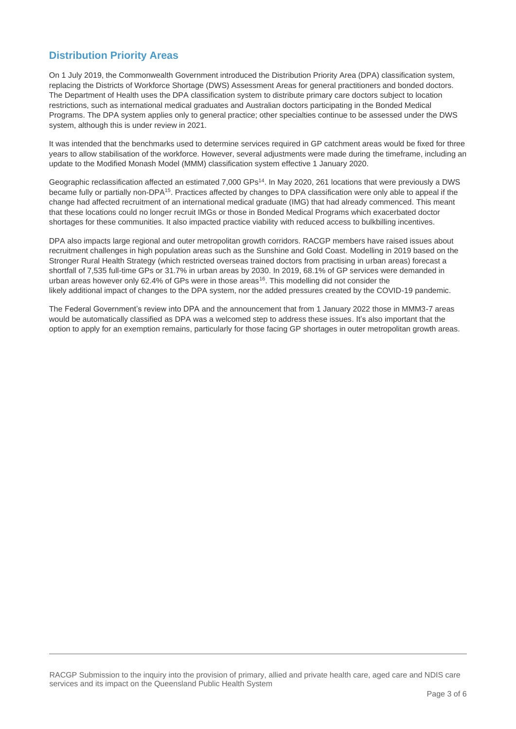## Distribution Priority Areas

On 1 July 2019, the Commonwealth Government introduced the Distribution Priority Area (DPA) classification system, replacing the Districts of Workforce Shortage (DWS) Assessment Areas for general practitioners and bonded doctors. The Department of Health uses the DPA classification system to distribute primary care doctors subject to location restrictions, such as international medical graduates and Australian doctors participating in the Bonded Medical Programs. The DPA system applies only to general practice; other specialties continue to be assessed under the DWS system, although this is under review in 2021.

It was intended that the benchmarks used to determine services required in GP catchment areas would be fixed for three years to allow stabilisation of the workforce. However, several adjustments were made during the timeframe, including an update to the Modified Monash Model (MMM) classification system effective 1 January 2020.

Geographic reclassification affected an estimated 7,000 GPs[14]. In May 2020, 261 locations that were previously a DWS became fully or partially non-DPA[15]. Practices affected by changes to DPA classification were only able to appeal if the change had affected recruitment of an international medical graduate (IMG) that had already commenced. This meant that these locations could no longer recruit IMGs or those in Bonded Medical Programs which exacerbated doctor shortages for these communities. It also impacted practice viability with reduced access to bulkbilling incentives.

DPA also impacts large regional and outer metropolitan growth corridors. RACGP members have raised issues about recruitment challenges in high population areas such as the Sunshine and Gold Coast. Modelling in 2019 based on the Stronger Rural Health Strategy (which restricted overseas trained doctors from practising in urban areas) forecast a shortfall of 7,535 full-time GPs or 31.7% in urban areas by 2030. In 2019, 68.1% of GP services were demanded in urban areas however only 62.4% of GPs were in those areas[16]. This modelling did not consider the likely additional impact of changes to the DPA system, nor the added pressures created by the COVID-19 pandemic.

The Federal Government's review into DPA and the announcement that from 1 January 2022 those in MMM3-7 areas would be automatically classified as DPA was a welcomed step to address these issues. It's also important that the option to apply for an exemption remains, particularly for those facing GP shortages in outer metropolitan growth areas.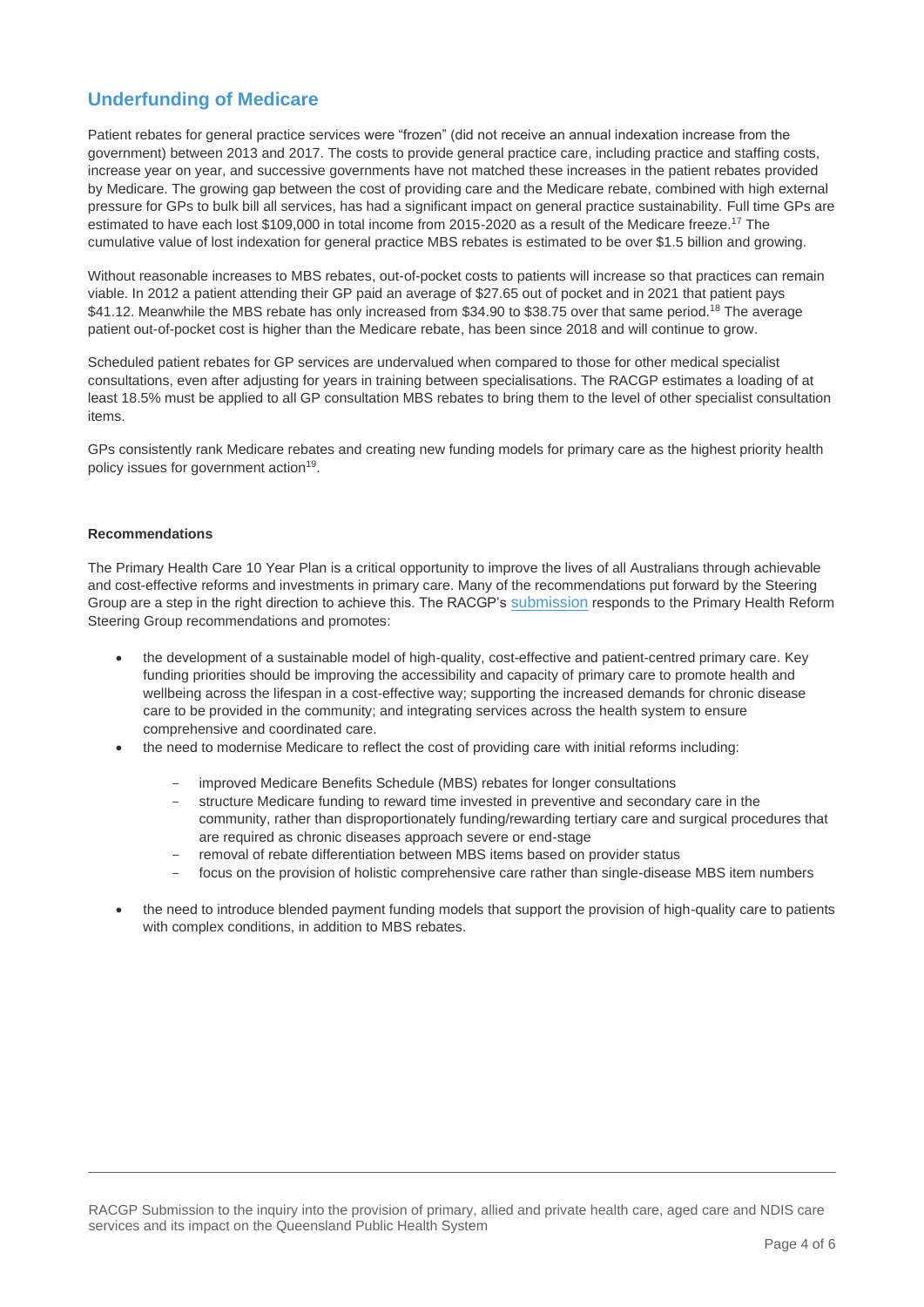## Underfunding of Medicare

Patient rebates for general practice services were "frozen" (did not receive an annual indexation increase from the government) between 2013 and 2017. The costs to provide general practice care, including practice and staffing costs, increase year on year, and successive governments have not matched these increases in the patient rebates provided by Medicare. The growing gap between the cost of providing care and the Medicare rebate, combined with high external pressure for GPs to bulk bill all services, has had a significant impact on general practice sustainability. Full time GPs are estimated to have each lost $109,000 in total income from 2015-2020 as a result of the Medicare freeze.[17] The cumulative value of lost indexation for general practice MBS rebates is estimated to be over $1.5 billion and growing.

Without reasonable increases to MBS rebates, out-of-pocket costs to patients will increase so that practices can remain viable. In 2012 a patient attending their GP paid an average of $27.65 out of pocket and in 2021 that patient pays $41.12. Meanwhile the MBS rebate has only increased from $34.90 to $38.75 over that same period.[18] The average patient out-of-pocket cost is higher than the Medicare rebate, has been since 2018 and will continue to grow.

Scheduled patient rebates for GP services are undervalued when compared to those for other medical specialist consultations, even after adjusting for years in training between specialisations. The RACGP estimates a loading of at least 18.5% must be applied to all GP consultation MBS rebates to bring them to the level of other specialist consultation items.

GPs consistently rank Medicare rebates and creating new funding models for primary care as the highest priority health policy issues for government action[19].

**Recommendations**

The Primary Health Care 10 Year Plan is a critical opportunity to improve the lives of all Australians through achievable and cost-effective reforms and investments in primary care. Many of the recommendations put forward by the Steering Group are a step in the right direction to achieve this. The RACGP's submission responds to the Primary Health Reform Steering Group recommendations and promotes:

- the development of a sustainable model of high-quality, cost-effective and patient-centred primary care. Key funding priorities should be improving the accessibility and capacity of primary care to promote health and wellbeing across the lifespan in a cost-effective way; supporting the increased demands for chronic disease care to be provided in the community; and integrating services across the health system to ensure comprehensive and coordinated care.
- the need to modernise Medicare to reflect the cost of providing care with initial reforms including:
  - improved Medicare Benefits Schedule (MBS) rebates for longer consultations
  - structure Medicare funding to reward time invested in preventive and secondary care in the community, rather than disproportionately funding/rewarding tertiary care and surgical procedures that are required as chronic diseases approach severe or end-stage
  - removal of rebate differentiation between MBS items based on provider status
  - focus on the provision of holistic comprehensive care rather than single-disease MBS item numbers
- the need to introduce blended payment funding models that support the provision of high-quality care to patients with complex conditions, in addition to MBS rebates.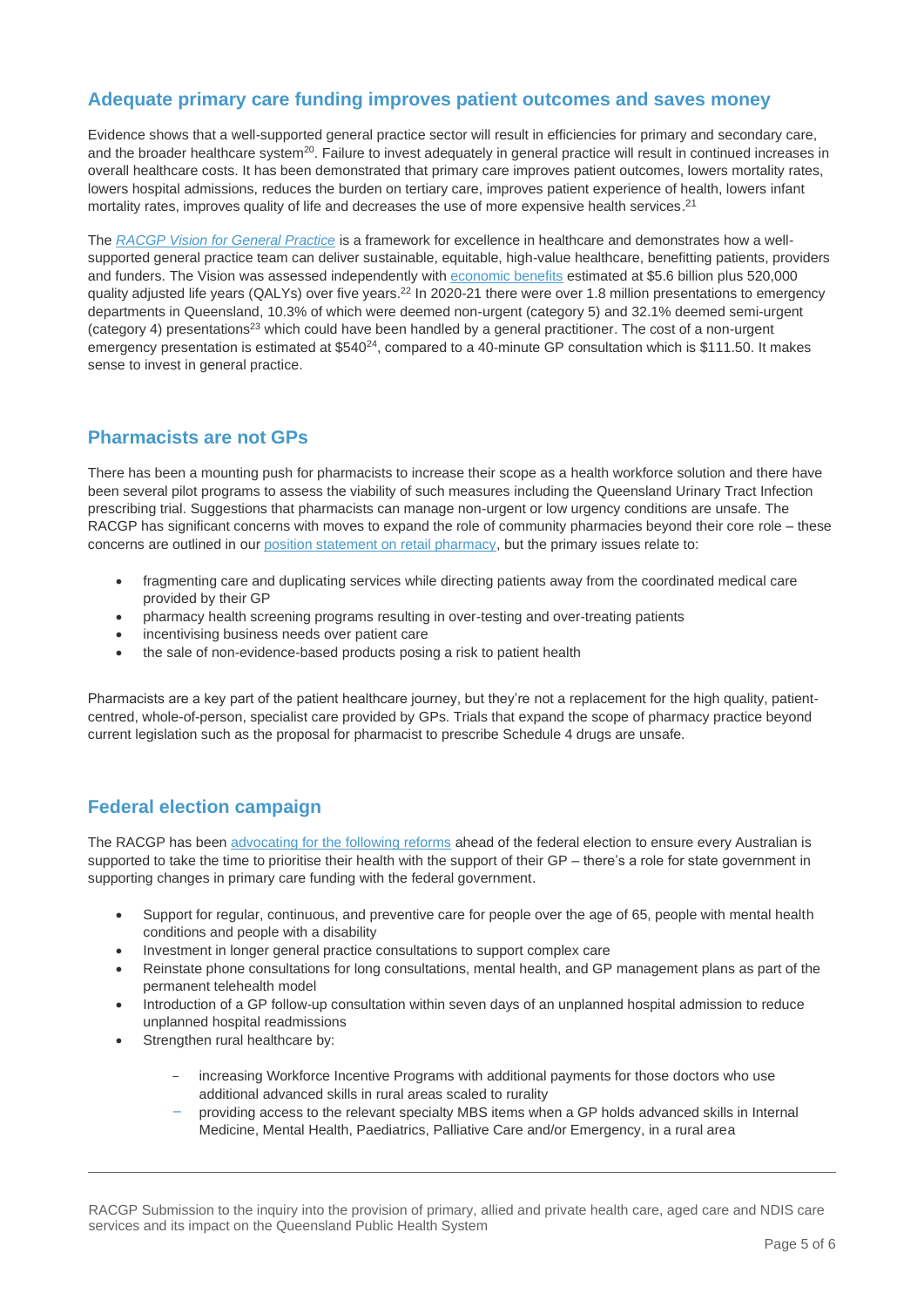## Adequate primary care funding improves patient outcomes and saves money

Evidence shows that a well-supported general practice sector will result in efficiencies for primary and secondary care, and the broader healthcare system[20]. Failure to invest adequately in general practice will result in continued increases in overall healthcare costs. It has been demonstrated that primary care improves patient outcomes, lowers mortality rates, lowers hospital admissions, reduces the burden on tertiary care, improves patient experience of health, lowers infant mortality rates, improves quality of life and decreases the use of more expensive health services.[21]

The *RACGP Vision for General Practice* is a framework for excellence in healthcare and demonstrates how a well-supported general practice team can deliver sustainable, equitable, high-value healthcare, benefitting patients, providers and funders. The Vision was assessed independently with economic benefits estimated at $5.6 billion plus 520,000 quality adjusted life years (QALYs) over five years.[22] In 2020-21 there were over 1.8 million presentations to emergency departments in Queensland, 10.3% of which were deemed non-urgent (category 5) and 32.1% deemed semi-urgent (category 4) presentations[23] which could have been handled by a general practitioner. The cost of a non-urgent emergency presentation is estimated at $540[24], compared to a 40-minute GP consultation which is $111.50. It makes sense to invest in general practice.

## Pharmacists are not GPs

There has been a mounting push for pharmacists to increase their scope as a health workforce solution and there have been several pilot programs to assess the viability of such measures including the Queensland Urinary Tract Infection prescribing trial. Suggestions that pharmacists can manage non-urgent or low urgency conditions are unsafe. The RACGP has significant concerns with moves to expand the role of community pharmacies beyond their core role – these concerns are outlined in our position statement on retail pharmacy, but the primary issues relate to:

- fragmenting care and duplicating services while directing patients away from the coordinated medical care provided by their GP
- pharmacy health screening programs resulting in over-testing and over-treating patients
- incentivising business needs over patient care
- the sale of non-evidence-based products posing a risk to patient health

Pharmacists are a key part of the patient healthcare journey, but they're not a replacement for the high quality, patient-centred, whole-of-person, specialist care provided by GPs. Trials that expand the scope of pharmacy practice beyond current legislation such as the proposal for pharmacist to prescribe Schedule 4 drugs are unsafe.

## Federal election campaign

The RACGP has been advocating for the following reforms ahead of the federal election to ensure every Australian is supported to take the time to prioritise their health with the support of their GP – there's a role for state government in supporting changes in primary care funding with the federal government.

- Support for regular, continuous, and preventive care for people over the age of 65, people with mental health conditions and people with a disability
- Investment in longer general practice consultations to support complex care
- Reinstate phone consultations for long consultations, mental health, and GP management plans as part of the permanent telehealth model
- Introduction of a GP follow-up consultation within seven days of an unplanned hospital admission to reduce unplanned hospital readmissions
- Strengthen rural healthcare by:
    - increasing Workforce Incentive Programs with additional payments for those doctors who use additional advanced skills in rural areas scaled to rurality
    - providing access to the relevant specialty MBS items when a GP holds advanced skills in Internal Medicine, Mental Health, Paediatrics, Palliative Care and/or Emergency, in a rural area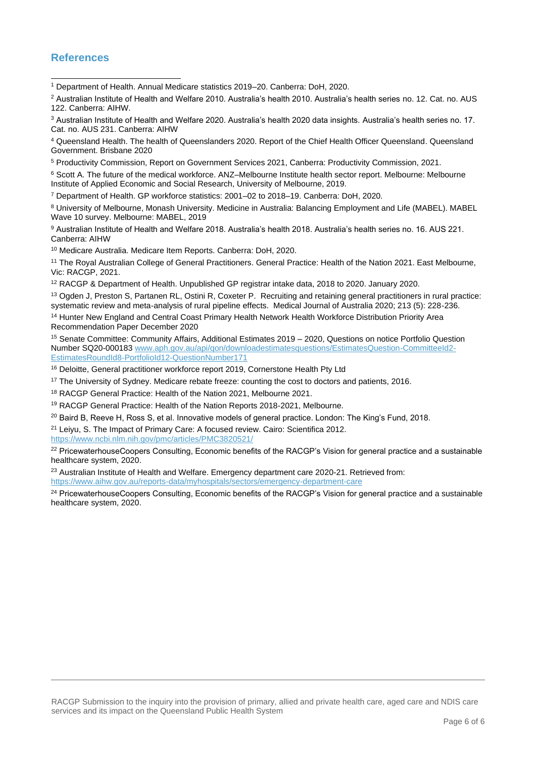## References

[1] Department of Health. Annual Medicare statistics 2019–20. Canberra: DoH, 2020.

[2] Australian Institute of Health and Welfare 2010. Australia's health 2010. Australia's health series no. 12. Cat. no. AUS 122. Canberra: AIHW.

[3] Australian Institute of Health and Welfare 2020. Australia's health 2020 data insights. Australia's health series no. 17. Cat. no. AUS 231. Canberra: AIHW

[4] Queensland Health. The health of Queenslanders 2020. Report of the Chief Health Officer Queensland. Queensland Government. Brisbane 2020

[5] Productivity Commission, Report on Government Services 2021, Canberra: Productivity Commission, 2021.

[6] Scott A. The future of the medical workforce. ANZ–Melbourne Institute health sector report. Melbourne: Melbourne Institute of Applied Economic and Social Research, University of Melbourne, 2019.

[7] Department of Health. GP workforce statistics: 2001–02 to 2018–19. Canberra: DoH, 2020.

[8] University of Melbourne, Monash University. Medicine in Australia: Balancing Employment and Life (MABEL). MABEL Wave 10 survey. Melbourne: MABEL, 2019

[9] Australian Institute of Health and Welfare 2018. Australia's health 2018. Australia's health series no. 16. AUS 221. Canberra: AIHW

[10] Medicare Australia. Medicare Item Reports. Canberra: DoH, 2020.

[11] The Royal Australian College of General Practitioners. General Practice: Health of the Nation 2021. East Melbourne, Vic: RACGP, 2021.

[12] RACGP & Department of Health. Unpublished GP registrar intake data, 2018 to 2020. January 2020.

[13] Ogden J, Preston S, Partanen RL, Ostini R, Coxeter P. Recruiting and retaining general practitioners in rural practice: systematic review and meta-analysis of rural pipeline effects. Medical Journal of Australia 2020; 213 (5): 228-236.

[14] Hunter New England and Central Coast Primary Health Network Health Workforce Distribution Priority Area Recommendation Paper December 2020

[15] Senate Committee: Community Affairs, Additional Estimates 2019 – 2020, Questions on notice Portfolio Question Number SQ20-000183 www.aph.gov.au/api/qon/downloadestimatesquestions/EstimatesQuestion-CommitteeId2-EstimatesRoundId8-PortfolioId12-QuestionNumber171

[16] Deloitte, General practitioner workforce report 2019, Cornerstone Health Pty Ltd

[17] The University of Sydney. Medicare rebate freeze: counting the cost to doctors and patients, 2016.

[18] RACGP General Practice: Health of the Nation 2021, Melbourne 2021.

[19] RACGP General Practice: Health of the Nation Reports 2018-2021, Melbourne.

[20] Baird B, Reeve H, Ross S, et al. Innovative models of general practice. London: The King's Fund, 2018.

[21] Leiyu, S. The Impact of Primary Care: A focused review. Cairo: Scientifica 2012. https://www.ncbi.nlm.nih.gov/pmc/articles/PMC3820521/

[22] PricewaterhouseCoopers Consulting, Economic benefits of the RACGP's Vision for general practice and a sustainable healthcare system, 2020.

[23] Australian Institute of Health and Welfare. Emergency department care 2020-21. Retrieved from: https://www.aihw.gov.au/reports-data/myhospitals/sectors/emergency-department-care

[24] PricewaterhouseCoopers Consulting, Economic benefits of the RACGP's Vision for general practice and a sustainable healthcare system, 2020.